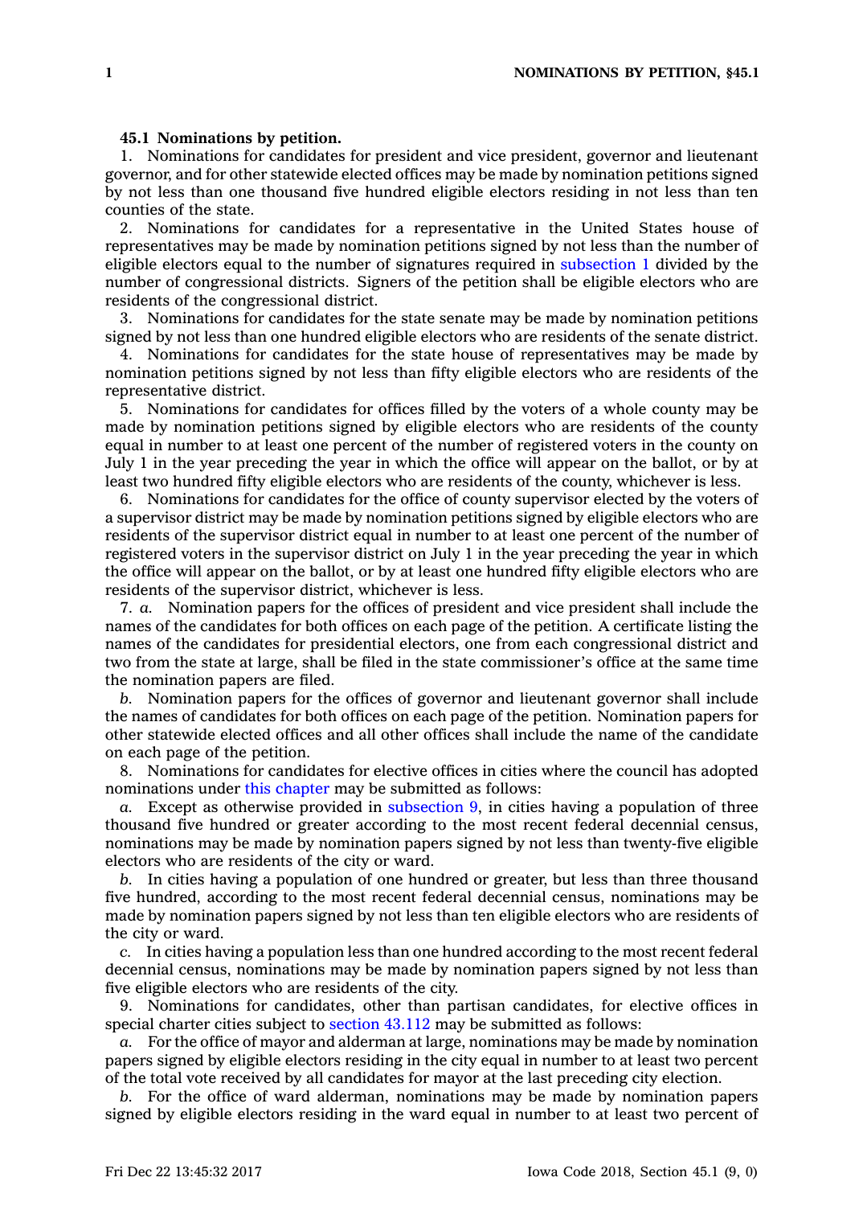**45.1 Nominations by petition.**

1. Nominations for candidates for president and vice president, governor and lieutenant governor, and for other statewide elected offices may be made by nomination petitions signed by not less than one thousand five hundred eligible electors residing in not less than ten counties of the state.

2. Nominations for candidates for a representative in the United States house of representatives may be made by nomination petitions signed by not less than the number of eligible electors equal to the number of signatures required in subsection 1 divided by the number of congressional districts. Signers of the petition shall be eligible electors who are residents of the congressional district.

3. Nominations for candidates for the state senate may be made by nomination petitions signed by not less than one hundred eligible electors who are residents of the senate district.

4. Nominations for candidates for the state house of representatives may be made by nomination petitions signed by not less than fifty eligible electors who are residents of the representative district.

5. Nominations for candidates for offices filled by the voters of a whole county may be made by nomination petitions signed by eligible electors who are residents of the county equal in number to at least one percent of the number of registered voters in the county on July 1 in the year preceding the year in which the office will appear on the ballot, or by at least two hundred fifty eligible electors who are residents of the county, whichever is less.

6. Nominations for candidates for the office of county supervisor elected by the voters of a supervisor district may be made by nomination petitions signed by eligible electors who are residents of the supervisor district equal in number to at least one percent of the number of registered voters in the supervisor district on July 1 in the year preceding the year in which the office will appear on the ballot, or by at least one hundred fifty eligible electors who are residents of the supervisor district, whichever is less.

7. *a.* Nomination papers for the offices of president and vice president shall include the names of the candidates for both offices on each page of the petition. A certificate listing the names of the candidates for presidential electors, one from each congressional district and two from the state at large, shall be filed in the state commissioner's office at the same time the nomination papers are filed.

*b.* Nomination papers for the offices of governor and lieutenant governor shall include the names of candidates for both offices on each page of the petition. Nomination papers for other statewide elected offices and all other offices shall include the name of the candidate on each page of the petition.

8. Nominations for candidates for elective offices in cities where the council has adopted nominations under this chapter may be submitted as follows:

*a.* Except as otherwise provided in subsection 9, in cities having a population of three thousand five hundred or greater according to the most recent federal decennial census, nominations may be made by nomination papers signed by not less than twenty-five eligible electors who are residents of the city or ward.

*b.* In cities having a population of one hundred or greater, but less than three thousand five hundred, according to the most recent federal decennial census, nominations may be made by nomination papers signed by not less than ten eligible electors who are residents of the city or ward.

*c.* In cities having a population less than one hundred according to the most recent federal decennial census, nominations may be made by nomination papers signed by not less than five eligible electors who are residents of the city.

9. Nominations for candidates, other than partisan candidates, for elective offices in special charter cities subject to section 43.112 may be submitted as follows:

*a.* For the office of mayor and alderman at large, nominations may be made by nomination papers signed by eligible electors residing in the city equal in number to at least two percent of the total vote received by all candidates for mayor at the last preceding city election.

*b.* For the office of ward alderman, nominations may be made by nomination papers signed by eligible electors residing in the ward equal in number to at least two percent of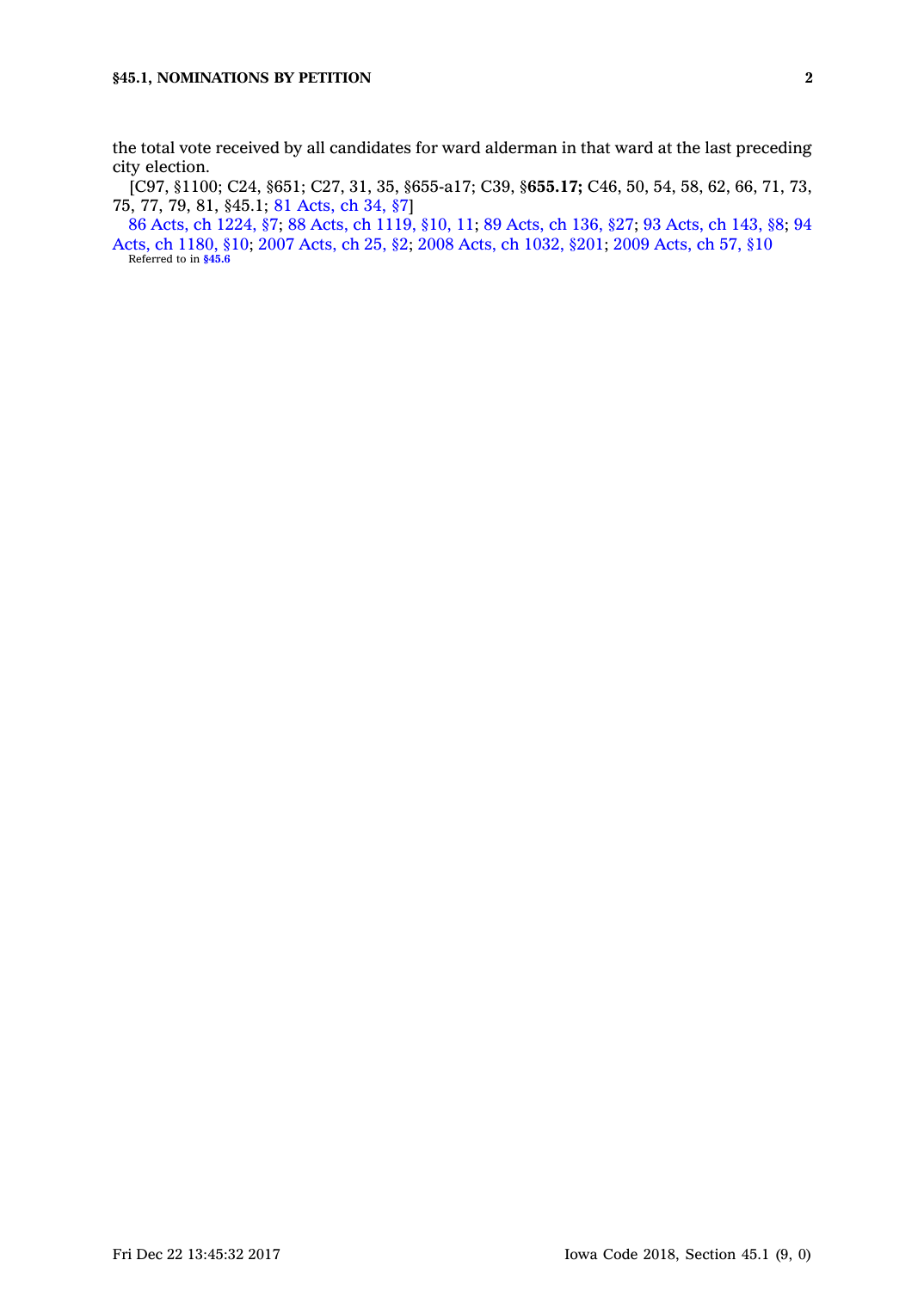the total vote received by all candidates for ward alderman in that ward at the last preceding city election.

[C97, §1100; C24, §651; C27, 31, 35, §655-a17; C39, §**655.17;** C46, 50, 54, 58, 62, 66, 71, 73, 75, 77, 79, 81, §45.1; 81 Acts, ch 34, §7]

86 Acts, ch 1224, §7; 88 Acts, ch 1119, §10, 11; 89 Acts, ch 136, §27; 93 Acts, ch 143, §8; 94 Acts, ch 1180, §10; 2007 Acts, ch 25, §2; 2008 Acts, ch 1032, §201; 2009 Acts, ch 57, §10

Referred to in **§45.6**